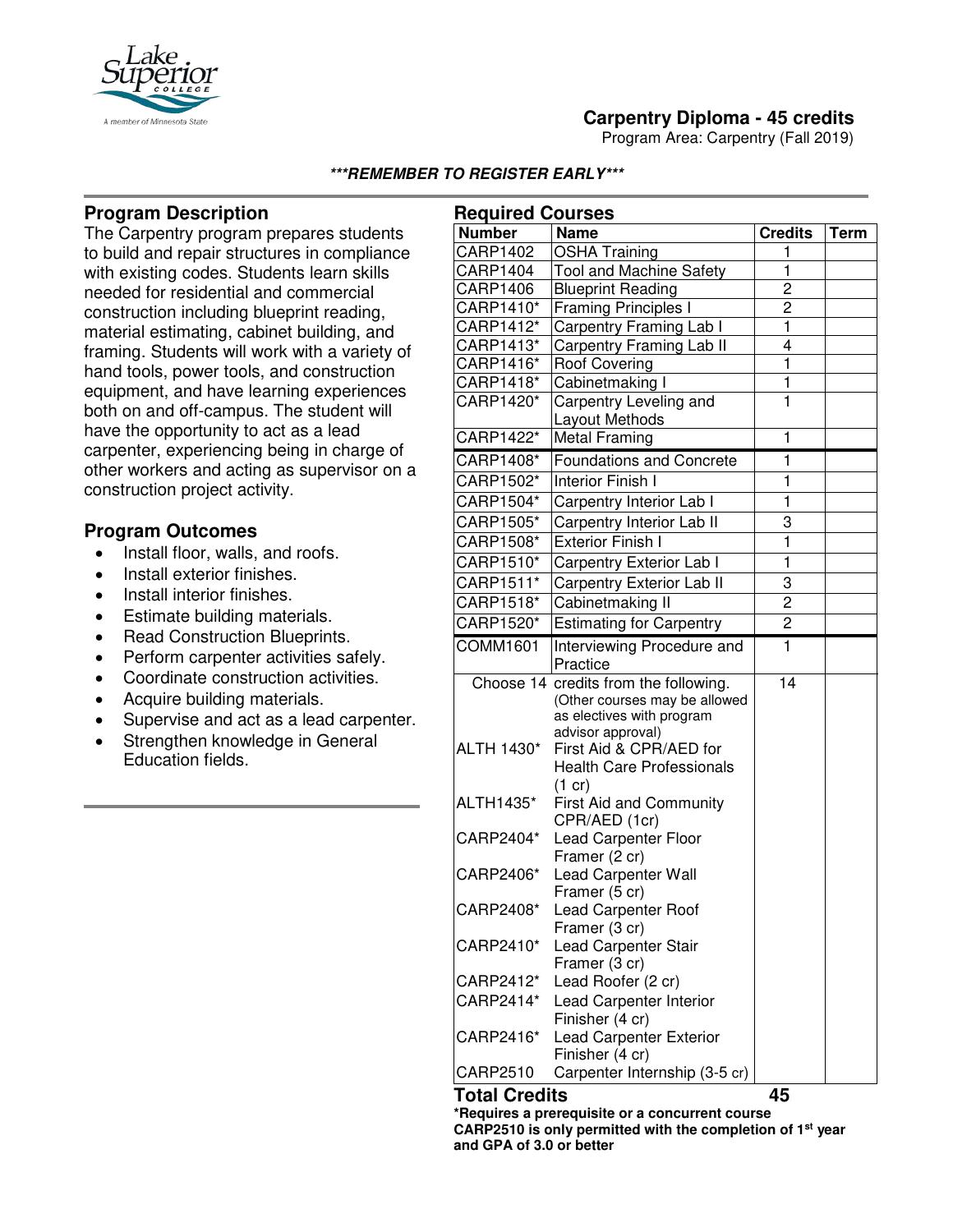# Carpentry Diploma - 45 credits

Program Area: Carpentry (Fall 2019)

***REMEMBER TO REGISTER EARLY***

## Program Description

The Carpentry program prepares students to build and repair structures in compliance with existing codes. Students learn skills needed for residential and commercial construction including blueprint reading, material estimating, cabinet building, and framing. Students will work with a variety of hand tools, power tools, and construction equipment, and have learning experiences both on and off-campus. The student will have the opportunity to act as a lead carpenter, experiencing being in charge of other workers and acting as supervisor on a construction project activity.

## Program Outcomes

- Install floor, walls, and roofs.
- Install exterior finishes.
- Install interior finishes.
- Estimate building materials.
- Read Construction Blueprints.
- Perform carpenter activities safely.
- Coordinate construction activities.
- Acquire building materials.
- Supervise and act as a lead carpenter.
- Strengthen knowledge in General Education fields.

## Required Courses

| Number | Name | Credits | Term |
|---|---|---|---|
| CARP1402 | OSHA Training | 1 | |
| CARP1404 | Tool and Machine Safety | 1 | |
| CARP1406 | Blueprint Reading | 2 | |
| CARP1410* | Framing Principles I | 2 | |
| CARP1412* | Carpentry Framing Lab I | 1 | |
| CARP1413* | Carpentry Framing Lab II | 4 | |
| CARP1416* | Roof Covering | 1 | |
| CARP1418* | Cabinetmaking I | 1 | |
| CARP1420* | Carpentry Leveling and Layout Methods | 1 | |
| CARP1422* | Metal Framing | 1 | |
| CARP1408* | Foundations and Concrete | 1 | |
| CARP1502* | Interior Finish I | 1 | |
| CARP1504* | Carpentry Interior Lab I | 1 | |
| CARP1505* | Carpentry Interior Lab II | 3 | |
| CARP1508* | Exterior Finish I | 1 | |
| CARP1510* | Carpentry Exterior Lab I | 1 | |
| CARP1511* | Carpentry Exterior Lab II | 3 | |
| CARP1518* | Cabinetmaking II | 2 | |
| CARP1520* | Estimating for Carpentry | 2 | |
| COMM1601 | Interviewing Procedure and Practice | 1 | |
| Choose 14 | credits from the following. (Other courses may be allowed as electives with program advisor approval) | 14 | |
| ALTH 1430* | First Aid & CPR/AED for Health Care Professionals (1 cr) | | |
| ALTH1435* | First Aid and Community CPR/AED (1cr) | | |
| CARP2404* | Lead Carpenter Floor Framer (2 cr) | | |
| CARP2406* | Lead Carpenter Wall Framer (5 cr) | | |
| CARP2408* | Lead Carpenter Roof Framer (3 cr) | | |
| CARP2410* | Lead Carpenter Stair Framer (3 cr) | | |
| CARP2412* | Lead Roofer (2 cr) | | |
| CARP2414* | Lead Carpenter Interior Finisher (4 cr) | | |
| CARP2416* | Lead Carpenter Exterior Finisher (4 cr) | | |
| CARP2510 | Carpenter Internship (3-5 cr) | | |

**Total Credits** **45**

**\*Requires a prerequisite or a concurrent course**

**CARP2510 is only permitted with the completion of 1st year and GPA of 3.0 or better**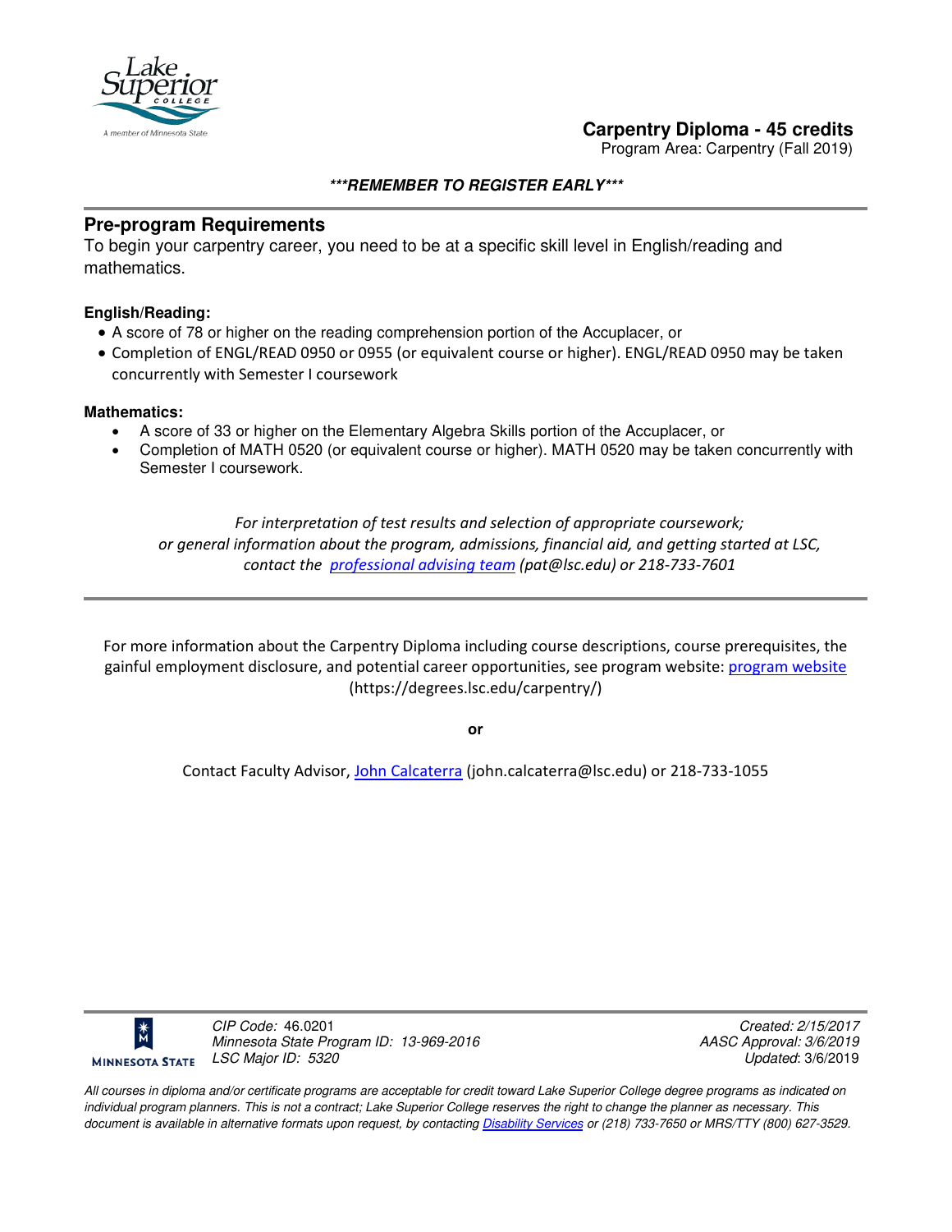## Carpentry Diploma - 45 credits

Program Area: Carpentry (Fall 2019)

***REMEMBER TO REGISTER EARLY***

## Pre-program Requirements

To begin your carpentry career, you need to be at a specific skill level in English/reading and mathematics.

**English/Reading:**

- A score of 78 or higher on the reading comprehension portion of the Accuplacer, or
- Completion of ENGL/READ 0950 or 0955 (or equivalent course or higher). ENGL/READ 0950 may be taken concurrently with Semester I coursework

**Mathematics:**

- A score of 33 or higher on the Elementary Algebra Skills portion of the Accuplacer, or
- Completion of MATH 0520 (or equivalent course or higher). MATH 0520 may be taken concurrently with Semester I coursework.

*For interpretation of test results and selection of appropriate coursework; or general information about the program, admissions, financial aid, and getting started at LSC, contact the professional advising team (pat@lsc.edu) or 218-733-7601*

For more information about the Carpentry Diploma including course descriptions, course prerequisites, the gainful employment disclosure, and potential career opportunities, see program website: program website (https://degrees.lsc.edu/carpentry/)

**or**

Contact Faculty Advisor, John Calcaterra (john.calcaterra@lsc.edu) or 218-733-1055

*CIP Code:* 46.0201
*Minnesota State Program ID: 13-969-2016*
*LSC Major ID: 5320*

*Created: 2/15/2017*
*AASC Approval: 3/6/2019*
*Updated*: 3/6/2019

*All courses in diploma and/or certificate programs are acceptable for credit toward Lake Superior College degree programs as indicated on individual program planners. This is not a contract; Lake Superior College reserves the right to change the planner as necessary. This document is available in alternative formats upon request, by contacting Disability Services or (218) 733-7650 or MRS/TTY (800) 627-3529.*